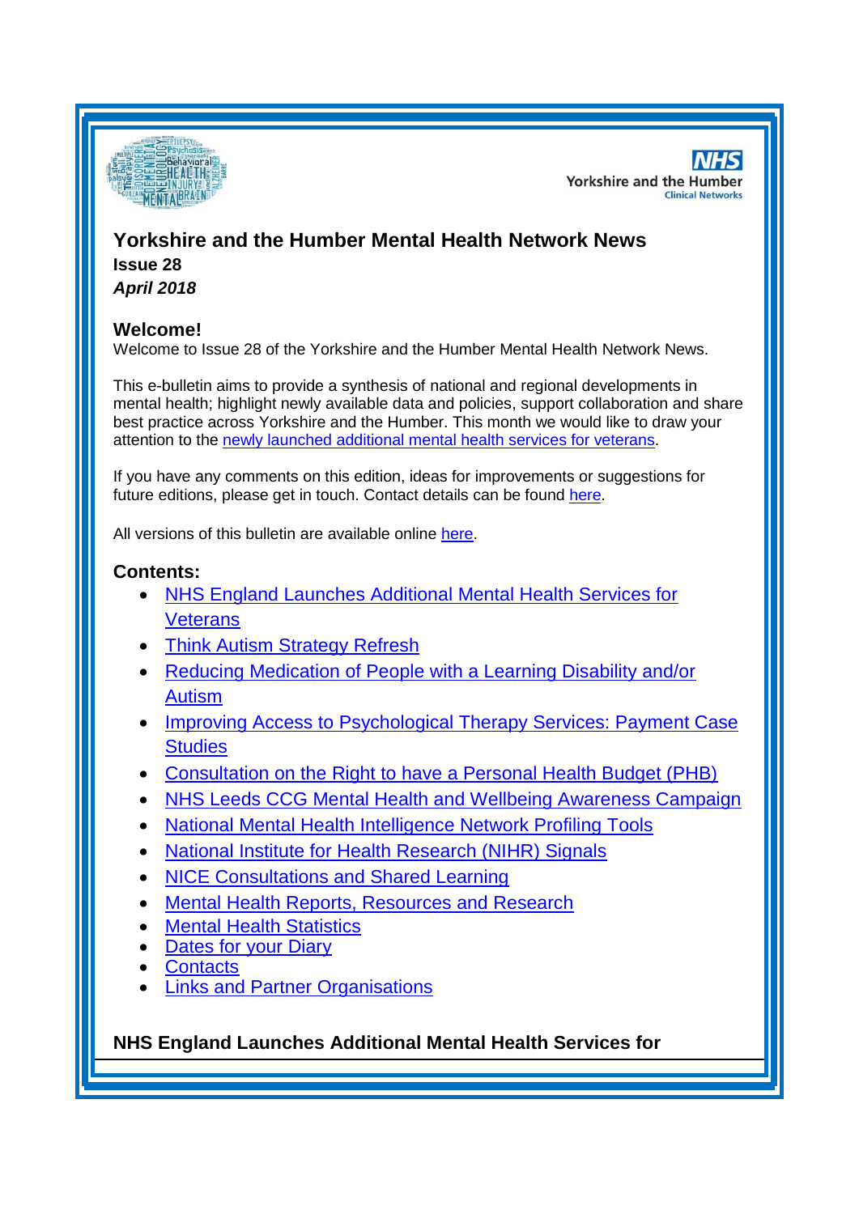# Yorkshire and the Humber Mental Health Network News

**Issue 28**

***April 2018***

## Welcome!

Welcome to Issue 28 of the Yorkshire and the Humber Mental Health Network News.

This e-bulletin aims to provide a synthesis of national and regional developments in mental health; highlight newly available data and policies, support collaboration and share best practice across Yorkshire and the Humber. This month we would like to draw your attention to the newly launched additional mental health services for veterans.

If you have any comments on this edition, ideas for improvements or suggestions for future editions, please get in touch. Contact details can be found here.

All versions of this bulletin are available online here.

## Contents:

- NHS England Launches Additional Mental Health Services for Veterans
- Think Autism Strategy Refresh
- Reducing Medication of People with a Learning Disability and/or Autism
- Improving Access to Psychological Therapy Services: Payment Case Studies
- Consultation on the Right to have a Personal Health Budget (PHB)
- NHS Leeds CCG Mental Health and Wellbeing Awareness Campaign
- National Mental Health Intelligence Network Profiling Tools
- National Institute for Health Research (NIHR) Signals
- NICE Consultations and Shared Learning
- Mental Health Reports, Resources and Research
- Mental Health Statistics
- Dates for your Diary
- Contacts
- Links and Partner Organisations

## NHS England Launches Additional Mental Health Services for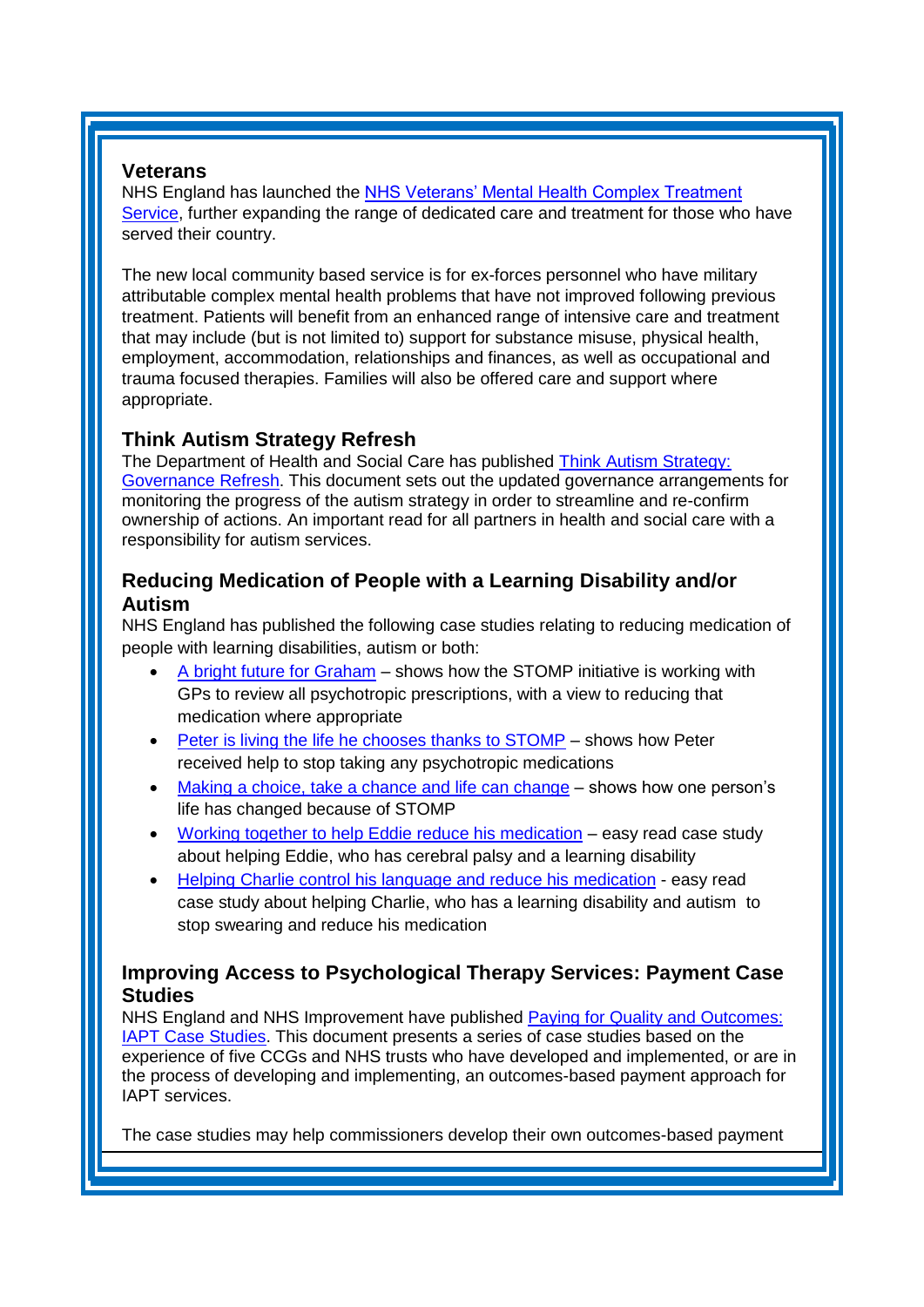## Veterans

NHS England has launched the NHS Veterans' Mental Health Complex Treatment Service, further expanding the range of dedicated care and treatment for those who have served their country.

The new local community based service is for ex-forces personnel who have military attributable complex mental health problems that have not improved following previous treatment. Patients will benefit from an enhanced range of intensive care and treatment that may include (but is not limited to) support for substance misuse, physical health, employment, accommodation, relationships and finances, as well as occupational and trauma focused therapies. Families will also be offered care and support where appropriate.

## Think Autism Strategy Refresh

The Department of Health and Social Care has published Think Autism Strategy: Governance Refresh. This document sets out the updated governance arrangements for monitoring the progress of the autism strategy in order to streamline and re-confirm ownership of actions. An important read for all partners in health and social care with a responsibility for autism services.

## Reducing Medication of People with a Learning Disability and/or Autism

NHS England has published the following case studies relating to reducing medication of people with learning disabilities, autism or both:

- A bright future for Graham – shows how the STOMP initiative is working with GPs to review all psychotropic prescriptions, with a view to reducing that medication where appropriate
- Peter is living the life he chooses thanks to STOMP – shows how Peter received help to stop taking any psychotropic medications
- Making a choice, take a chance and life can change – shows how one person's life has changed because of STOMP
- Working together to help Eddie reduce his medication – easy read case study about helping Eddie, who has cerebral palsy and a learning disability
- Helping Charlie control his language and reduce his medication - easy read case study about helping Charlie, who has a learning disability and autism to stop swearing and reduce his medication

## Improving Access to Psychological Therapy Services: Payment Case Studies

NHS England and NHS Improvement have published Paying for Quality and Outcomes: IAPT Case Studies. This document presents a series of case studies based on the experience of five CCGs and NHS trusts who have developed and implemented, or are in the process of developing and implementing, an outcomes-based payment approach for IAPT services.

The case studies may help commissioners develop their own outcomes-based payment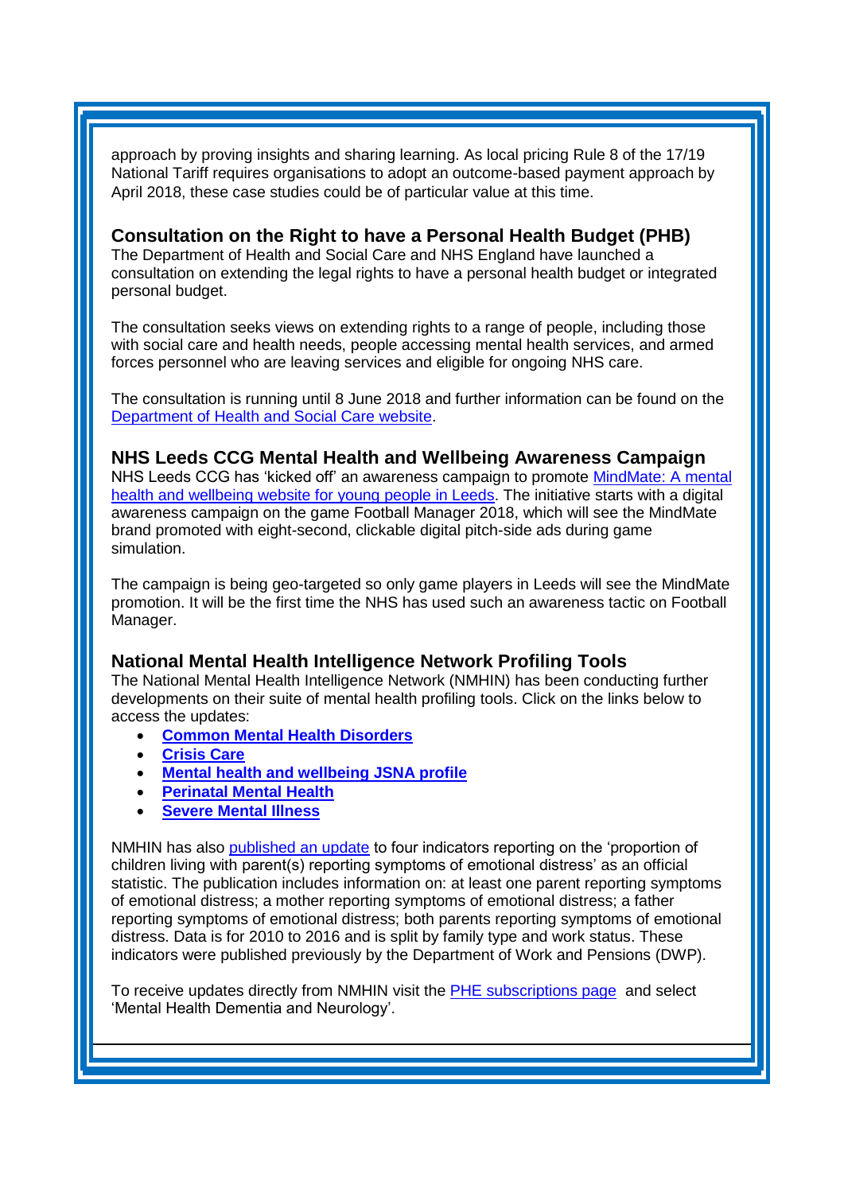approach by proving insights and sharing learning. As local pricing Rule 8 of the 17/19 National Tariff requires organisations to adopt an outcome-based payment approach by April 2018, these case studies could be of particular value at this time.

### Consultation on the Right to have a Personal Health Budget (PHB)

The Department of Health and Social Care and NHS England have launched a consultation on extending the legal rights to have a personal health budget or integrated personal budget.

The consultation seeks views on extending rights to a range of people, including those with social care and health needs, people accessing mental health services, and armed forces personnel who are leaving services and eligible for ongoing NHS care.

The consultation is running until 8 June 2018 and further information can be found on the Department of Health and Social Care website.

### NHS Leeds CCG Mental Health and Wellbeing Awareness Campaign

NHS Leeds CCG has 'kicked off' an awareness campaign to promote MindMate: A mental health and wellbeing website for young people in Leeds. The initiative starts with a digital awareness campaign on the game Football Manager 2018, which will see the MindMate brand promoted with eight-second, clickable digital pitch-side ads during game simulation.

The campaign is being geo-targeted so only game players in Leeds will see the MindMate promotion. It will be the first time the NHS has used such an awareness tactic on Football Manager.

### National Mental Health Intelligence Network Profiling Tools

The National Mental Health Intelligence Network (NMHIN) has been conducting further developments on their suite of mental health profiling tools. Click on the links below to access the updates:

- **Common Mental Health Disorders**
- **Crisis Care**
- **Mental health and wellbeing JSNA profile**
- **Perinatal Mental Health**
- **Severe Mental Illness**

NMHIN has also published an update to four indicators reporting on the 'proportion of children living with parent(s) reporting symptoms of emotional distress' as an official statistic. The publication includes information on: at least one parent reporting symptoms of emotional distress; a mother reporting symptoms of emotional distress; a father reporting symptoms of emotional distress; both parents reporting symptoms of emotional distress. Data is for 2010 to 2016 and is split by family type and work status. These indicators were published previously by the Department of Work and Pensions (DWP).

To receive updates directly from NMHIN visit the PHE subscriptions page and select 'Mental Health Dementia and Neurology'.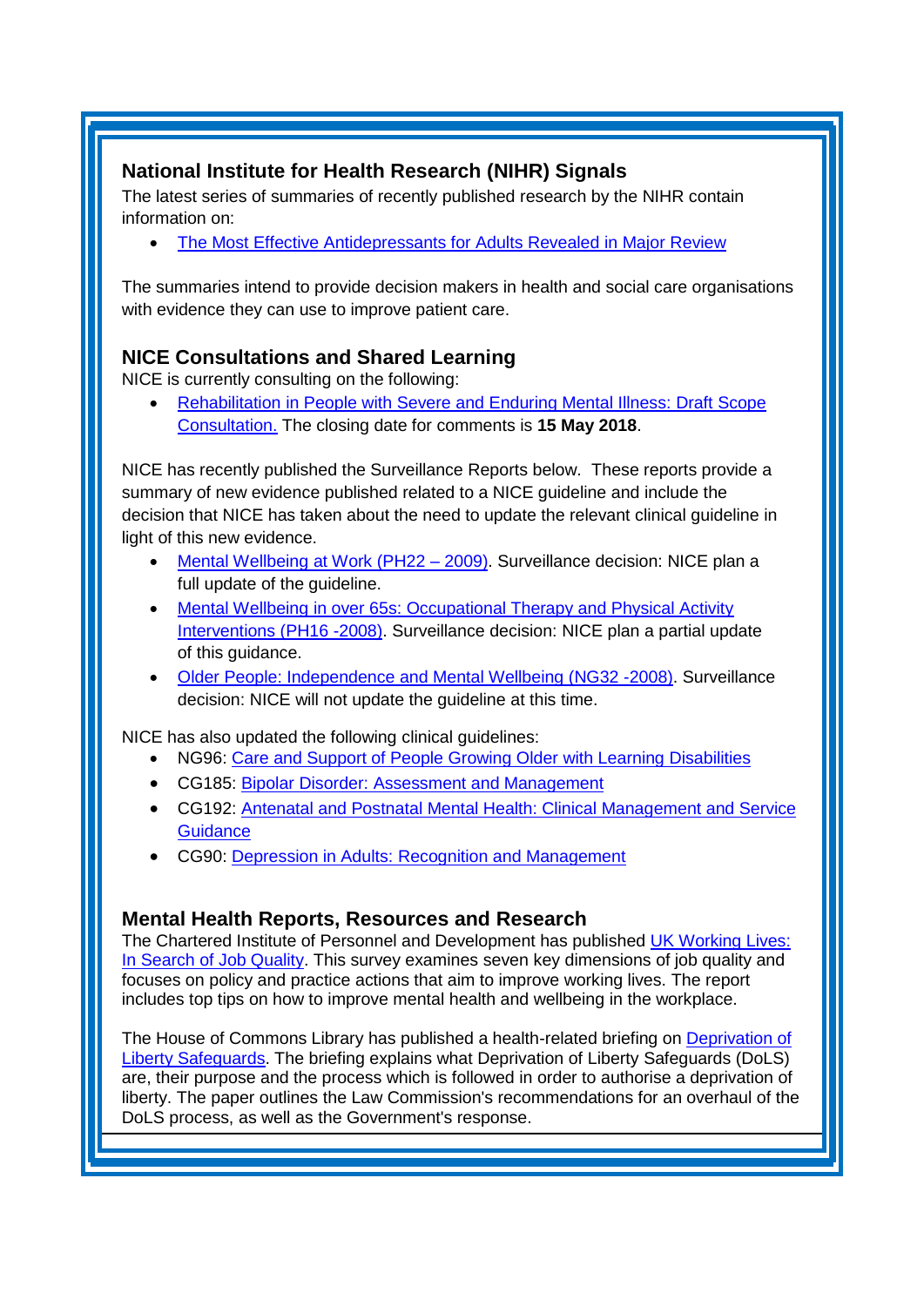## National Institute for Health Research (NIHR) Signals

The latest series of summaries of recently published research by the NIHR contain information on:

- The Most Effective Antidepressants for Adults Revealed in Major Review

The summaries intend to provide decision makers in health and social care organisations with evidence they can use to improve patient care.

## NICE Consultations and Shared Learning

NICE is currently consulting on the following:

- Rehabilitation in People with Severe and Enduring Mental Illness: Draft Scope Consultation. The closing date for comments is **15 May 2018**.

NICE has recently published the Surveillance Reports below. These reports provide a summary of new evidence published related to a NICE guideline and include the decision that NICE has taken about the need to update the relevant clinical guideline in light of this new evidence.

- Mental Wellbeing at Work (PH22 – 2009). Surveillance decision: NICE plan a full update of the guideline.
- Mental Wellbeing in over 65s: Occupational Therapy and Physical Activity Interventions (PH16 -2008). Surveillance decision: NICE plan a partial update of this guidance.
- Older People: Independence and Mental Wellbeing (NG32 -2008). Surveillance decision: NICE will not update the guideline at this time.

NICE has also updated the following clinical guidelines:

- NG96: Care and Support of People Growing Older with Learning Disabilities
- CG185: Bipolar Disorder: Assessment and Management
- CG192: Antenatal and Postnatal Mental Health: Clinical Management and Service Guidance
- CG90: Depression in Adults: Recognition and Management

## Mental Health Reports, Resources and Research

The Chartered Institute of Personnel and Development has published UK Working Lives: In Search of Job Quality. This survey examines seven key dimensions of job quality and focuses on policy and practice actions that aim to improve working lives. The report includes top tips on how to improve mental health and wellbeing in the workplace.

The House of Commons Library has published a health-related briefing on Deprivation of Liberty Safeguards. The briefing explains what Deprivation of Liberty Safeguards (DoLS) are, their purpose and the process which is followed in order to authorise a deprivation of liberty. The paper outlines the Law Commission's recommendations for an overhaul of the DoLS process, as well as the Government's response.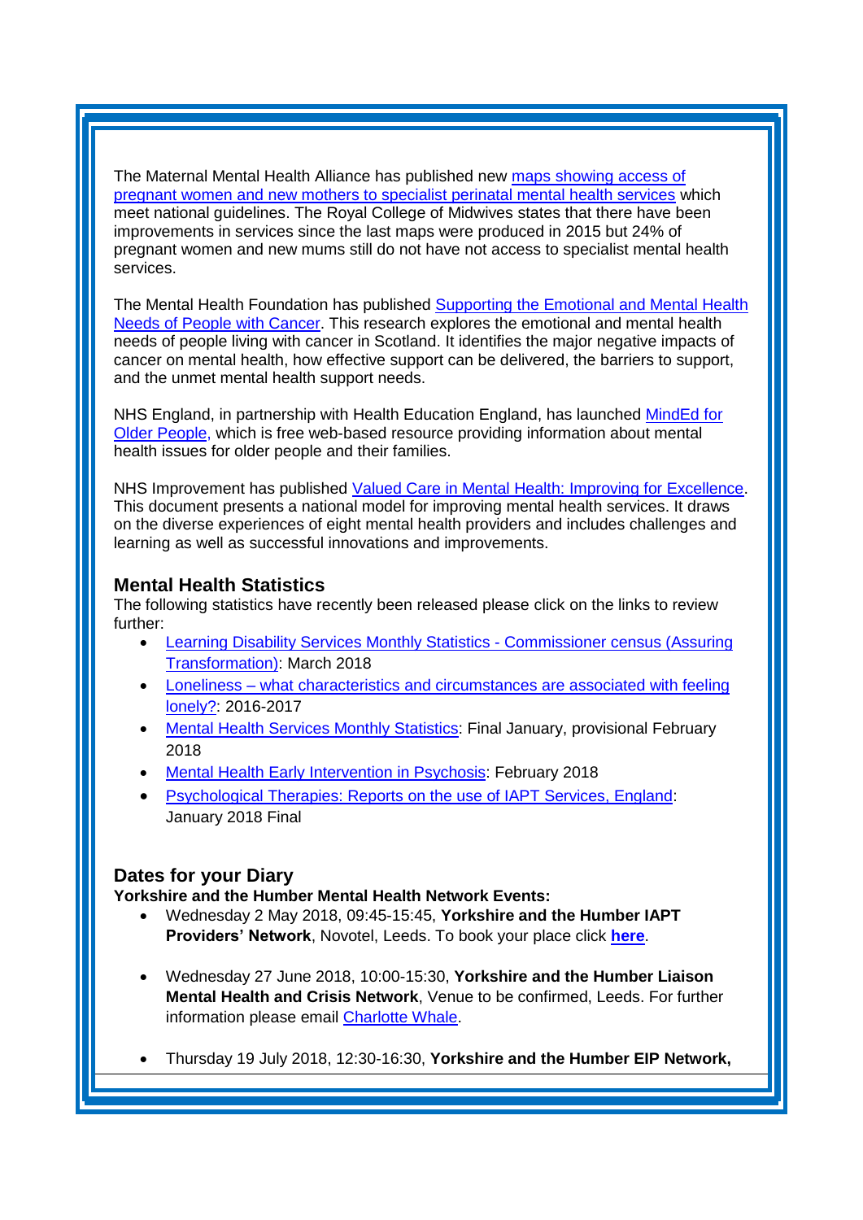The Maternal Mental Health Alliance has published new maps showing access of pregnant women and new mothers to specialist perinatal mental health services which meet national guidelines. The Royal College of Midwives states that there have been improvements in services since the last maps were produced in 2015 but 24% of pregnant women and new mums still do not have not access to specialist mental health services.

The Mental Health Foundation has published Supporting the Emotional and Mental Health Needs of People with Cancer. This research explores the emotional and mental health needs of people living with cancer in Scotland. It identifies the major negative impacts of cancer on mental health, how effective support can be delivered, the barriers to support, and the unmet mental health support needs.

NHS England, in partnership with Health Education England, has launched MindEd for Older People, which is free web-based resource providing information about mental health issues for older people and their families.

NHS Improvement has published Valued Care in Mental Health: Improving for Excellence. This document presents a national model for improving mental health services. It draws on the diverse experiences of eight mental health providers and includes challenges and learning as well as successful innovations and improvements.

## Mental Health Statistics

The following statistics have recently been released please click on the links to review further:

- Learning Disability Services Monthly Statistics - Commissioner census (Assuring Transformation): March 2018
- Loneliness – what characteristics and circumstances are associated with feeling lonely?: 2016-2017
- Mental Health Services Monthly Statistics: Final January, provisional February 2018
- Mental Health Early Intervention in Psychosis: February 2018
- Psychological Therapies: Reports on the use of IAPT Services, England: January 2018 Final

## Dates for your Diary

**Yorkshire and the Humber Mental Health Network Events:**

- Wednesday 2 May 2018, 09:45-15:45, **Yorkshire and the Humber IAPT Providers' Network**, Novotel, Leeds. To book your place click **here**.
- Wednesday 27 June 2018, 10:00-15:30, **Yorkshire and the Humber Liaison Mental Health and Crisis Network**, Venue to be confirmed, Leeds. For further information please email Charlotte Whale.
- Thursday 19 July 2018, 12:30-16:30, **Yorkshire and the Humber EIP Network,**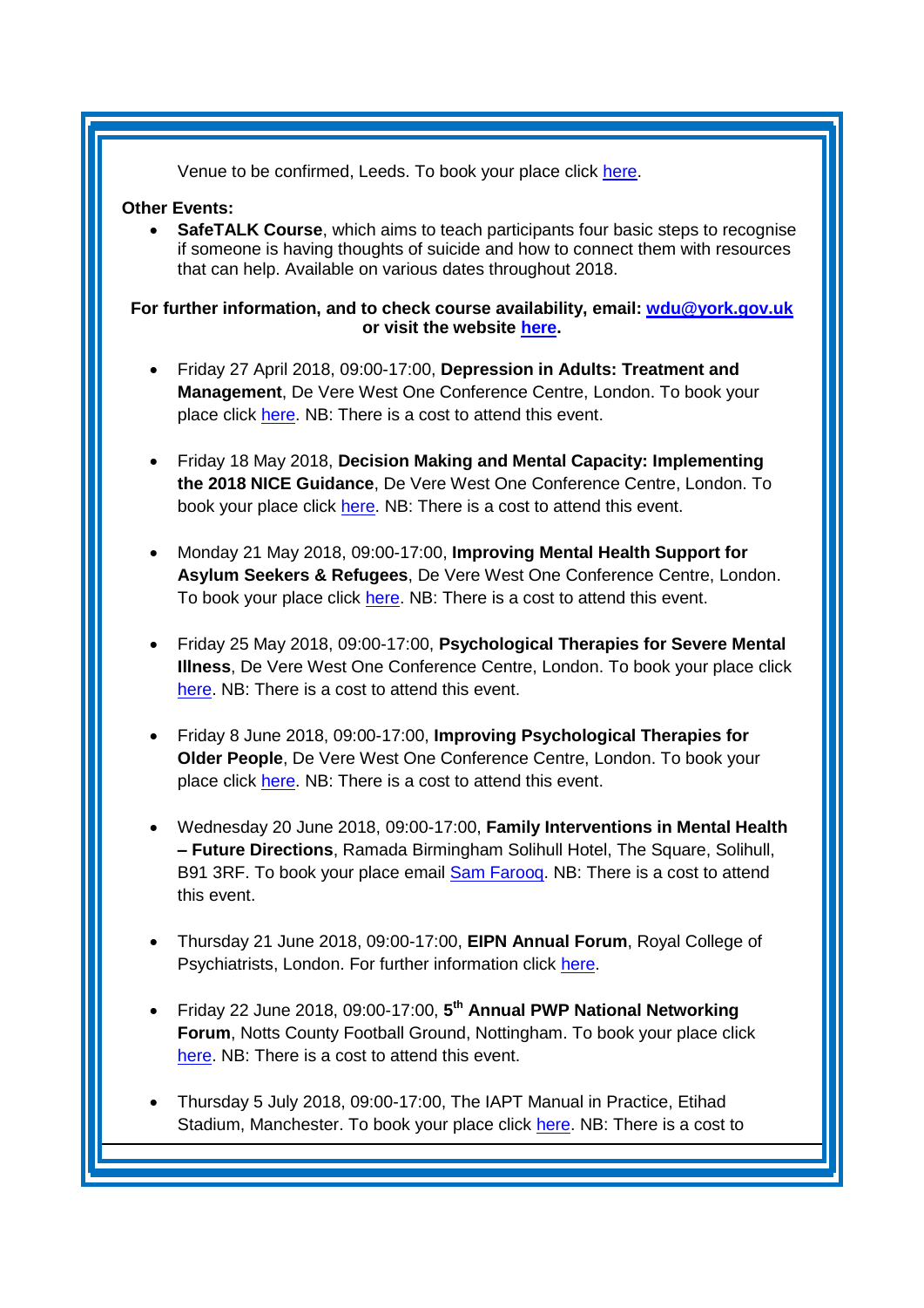Venue to be confirmed, Leeds. To book your place click here.

**Other Events:**

- **SafeTALK Course**, which aims to teach participants four basic steps to recognise if someone is having thoughts of suicide and how to connect them with resources that can help. Available on various dates throughout 2018.

**For further information, and to check course availability, email: wdu@york.gov.uk or visit the website here.**

- Friday 27 April 2018, 09:00-17:00, **Depression in Adults: Treatment and Management**, De Vere West One Conference Centre, London. To book your place click here. NB: There is a cost to attend this event.

- Friday 18 May 2018, **Decision Making and Mental Capacity: Implementing the 2018 NICE Guidance**, De Vere West One Conference Centre, London. To book your place click here. NB: There is a cost to attend this event.

- Monday 21 May 2018, 09:00-17:00, **Improving Mental Health Support for Asylum Seekers & Refugees**, De Vere West One Conference Centre, London. To book your place click here. NB: There is a cost to attend this event.

- Friday 25 May 2018, 09:00-17:00, **Psychological Therapies for Severe Mental Illness**, De Vere West One Conference Centre, London. To book your place click here. NB: There is a cost to attend this event.

- Friday 8 June 2018, 09:00-17:00, **Improving Psychological Therapies for Older People**, De Vere West One Conference Centre, London. To book your place click here. NB: There is a cost to attend this event.

- Wednesday 20 June 2018, 09:00-17:00, **Family Interventions in Mental Health – Future Directions**, Ramada Birmingham Solihull Hotel, The Square, Solihull, B91 3RF. To book your place email Sam Farooq. NB: There is a cost to attend this event.

- Thursday 21 June 2018, 09:00-17:00, **EIPN Annual Forum**, Royal College of Psychiatrists, London. For further information click here.

- Friday 22 June 2018, 09:00-17:00, **5th Annual PWP National Networking Forum**, Notts County Football Ground, Nottingham. To book your place click here. NB: There is a cost to attend this event.

- Thursday 5 July 2018, 09:00-17:00, The IAPT Manual in Practice, Etihad Stadium, Manchester. To book your place click here. NB: There is a cost to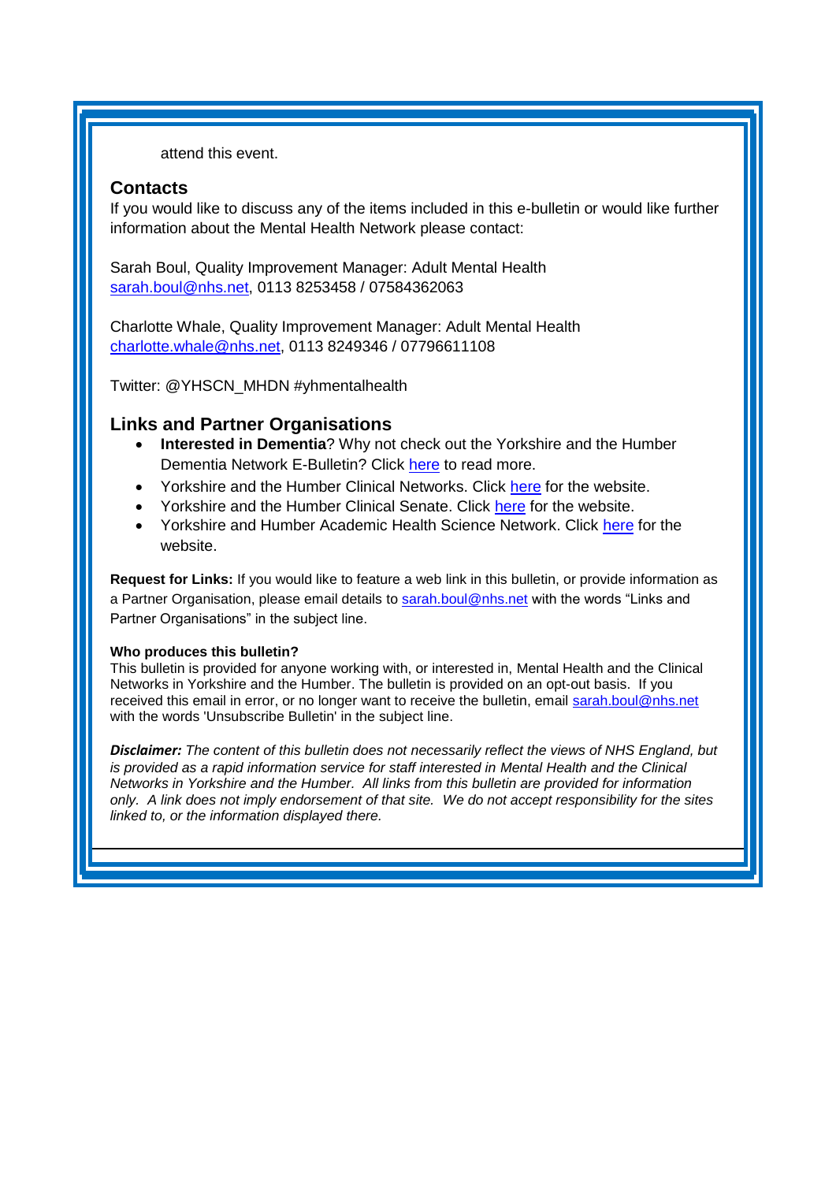attend this event.

## Contacts

If you would like to discuss any of the items included in this e-bulletin or would like further information about the Mental Health Network please contact:

Sarah Boul, Quality Improvement Manager: Adult Mental Health
sarah.boul@nhs.net, 0113 8253458 / 07584362063

Charlotte Whale, Quality Improvement Manager: Adult Mental Health
charlotte.whale@nhs.net, 0113 8249346 / 07796611108

Twitter: @YHSCN_MHDN #yhmentalhealth

## Links and Partner Organisations

- **Interested in Dementia**? Why not check out the Yorkshire and the Humber Dementia Network E-Bulletin? Click here to read more.
- Yorkshire and the Humber Clinical Networks. Click here for the website.
- Yorkshire and the Humber Clinical Senate. Click here for the website.
- Yorkshire and Humber Academic Health Science Network. Click here for the website.

**Request for Links:** If you would like to feature a web link in this bulletin, or provide information as a Partner Organisation, please email details to sarah.boul@nhs.net with the words "Links and Partner Organisations" in the subject line.

**Who produces this bulletin?**
This bulletin is provided for anyone working with, or interested in, Mental Health and the Clinical Networks in Yorkshire and the Humber. The bulletin is provided on an opt-out basis. If you received this email in error, or no longer want to receive the bulletin, email sarah.boul@nhs.net with the words 'Unsubscribe Bulletin' in the subject line.

***Disclaimer:*** *The content of this bulletin does not necessarily reflect the views of NHS England, but is provided as a rapid information service for staff interested in Mental Health and the Clinical Networks in Yorkshire and the Humber. All links from this bulletin are provided for information only. A link does not imply endorsement of that site. We do not accept responsibility for the sites linked to, or the information displayed there.*